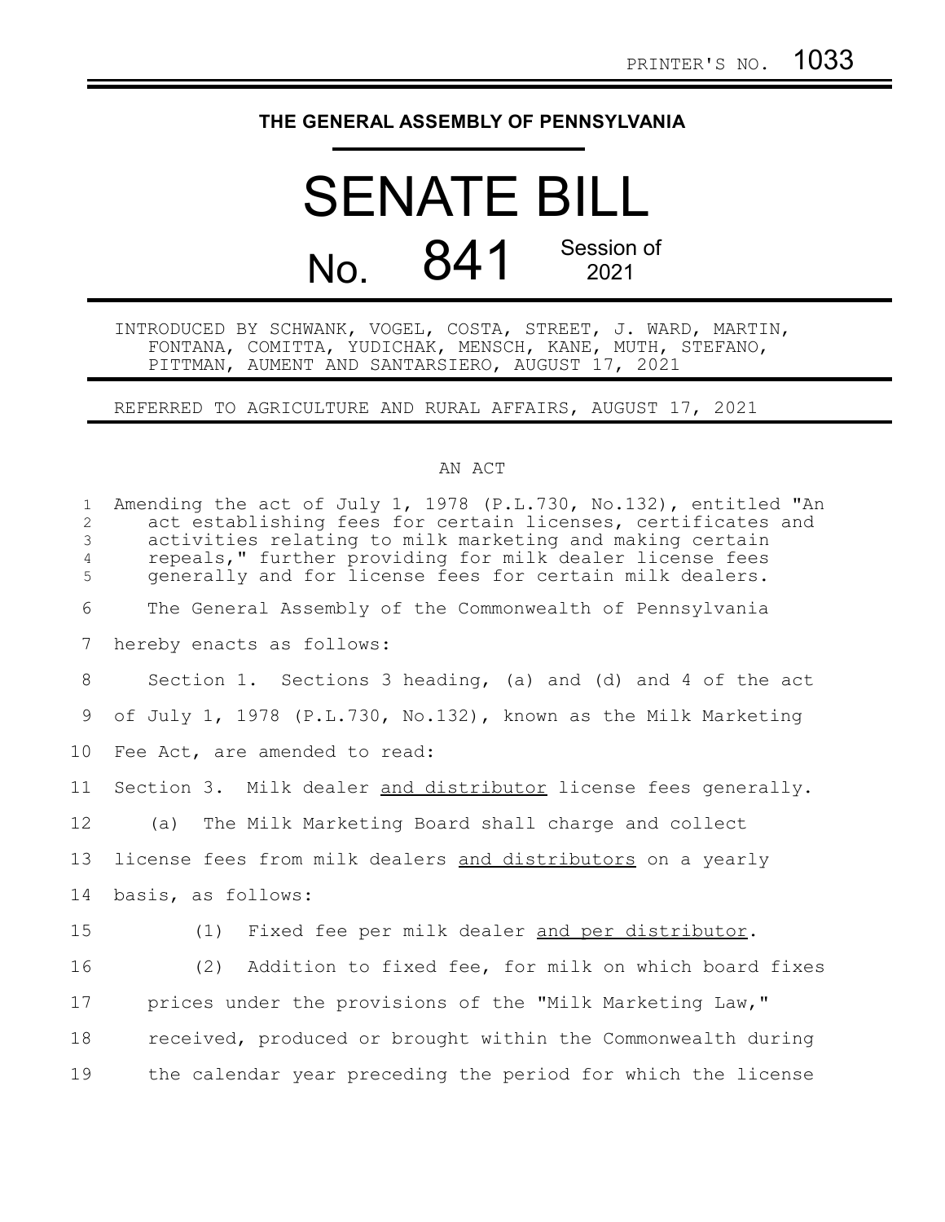PRINTER'S NO. 1033

# THE GENERAL ASSEMBLY OF PENNSYLVANIA

# SENATE BILL

## No. 841 Session of 2021

INTRODUCED BY SCHWANK, VOGEL, COSTA, STREET, J. WARD, MARTIN, FONTANA, COMITTA, YUDICHAK, MENSCH, KANE, MUTH, STEFANO, PITTMAN, AUMENT AND SANTARSIERO, AUGUST 17, 2021

REFERRED TO AGRICULTURE AND RURAL AFFAIRS, AUGUST 17, 2021

AN ACT

Amending the act of July 1, 1978 (P.L.730, No.132), entitled "An act establishing fees for certain licenses, certificates and activities relating to milk marketing and making certain repeals," further providing for milk dealer license fees generally and for license fees for certain milk dealers.

The General Assembly of the Commonwealth of Pennsylvania hereby enacts as follows:

Section 1. Sections 3 heading, (a) and (d) and 4 of the act of July 1, 1978 (P.L.730, No.132), known as the Milk Marketing Fee Act, are amended to read:

Section 3. Milk dealer <u>and distributor</u> license fees generally.

(a) The Milk Marketing Board shall charge and collect license fees from milk dealers <u>and distributors</u> on a yearly basis, as follows:

(1) Fixed fee per milk dealer <u>and per distributor</u>.

(2) Addition to fixed fee, for milk on which board fixes prices under the provisions of the "Milk Marketing Law," received, produced or brought within the Commonwealth during the calendar year preceding the period for which the license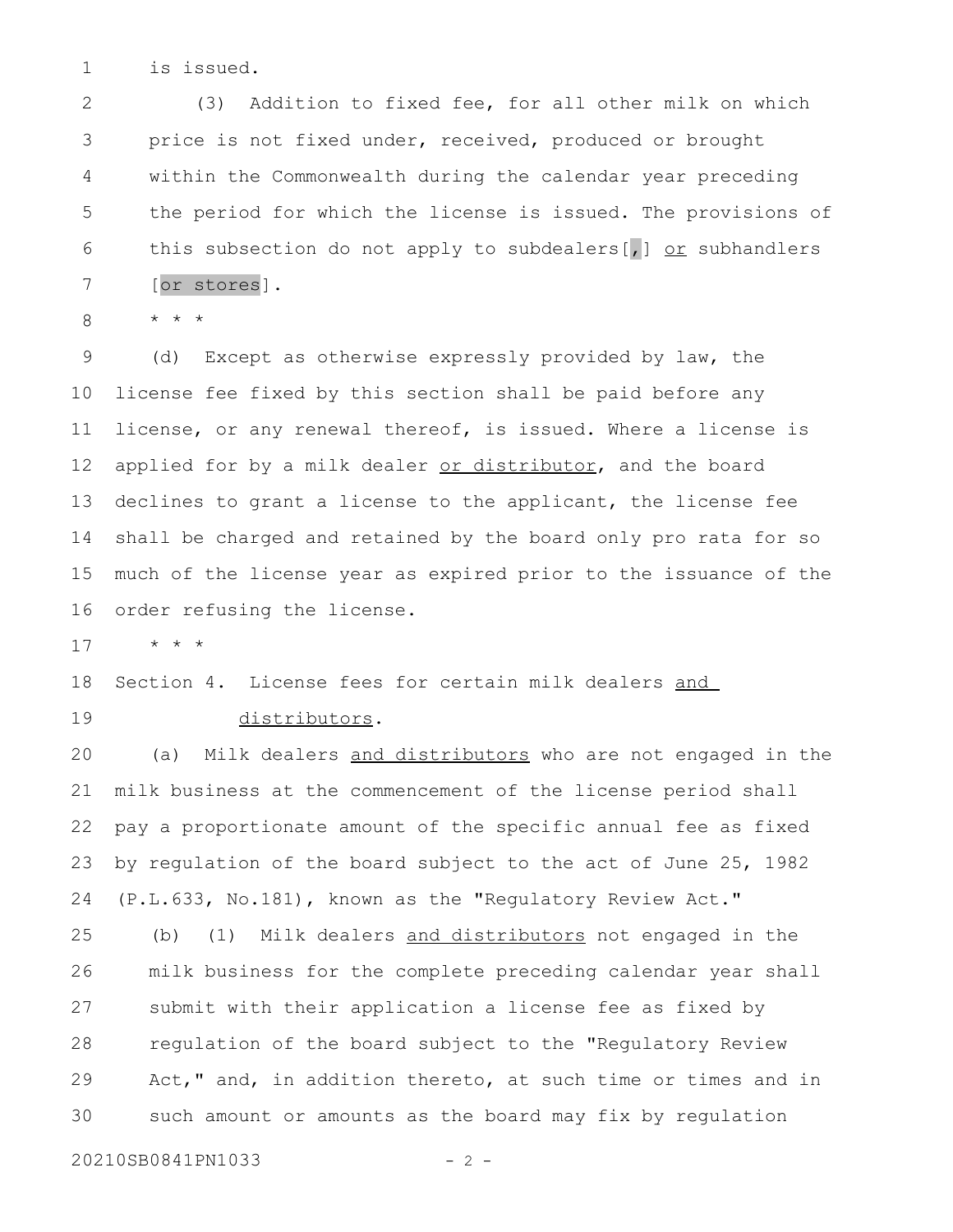is issued.

(3) Addition to fixed fee, for all other milk on which price is not fixed under, received, produced or brought within the Commonwealth during the calendar year preceding the period for which the license is issued. The provisions of this subsection do not apply to subdealers[,] or subhandlers [or stores].

* * *

(d) Except as otherwise expressly provided by law, the license fee fixed by this section shall be paid before any license, or any renewal thereof, is issued. Where a license is applied for by a milk dealer or distributor, and the board declines to grant a license to the applicant, the license fee shall be charged and retained by the board only pro rata for so much of the license year as expired prior to the issuance of the order refusing the license.

* * *

Section 4. License fees for certain milk dealers and distributors.

(a) Milk dealers and distributors who are not engaged in the milk business at the commencement of the license period shall pay a proportionate amount of the specific annual fee as fixed by regulation of the board subject to the act of June 25, 1982 (P.L.633, No.181), known as the "Regulatory Review Act."

(b) (1) Milk dealers and distributors not engaged in the milk business for the complete preceding calendar year shall submit with their application a license fee as fixed by regulation of the board subject to the "Regulatory Review Act," and, in addition thereto, at such time or times and in such amount or amounts as the board may fix by regulation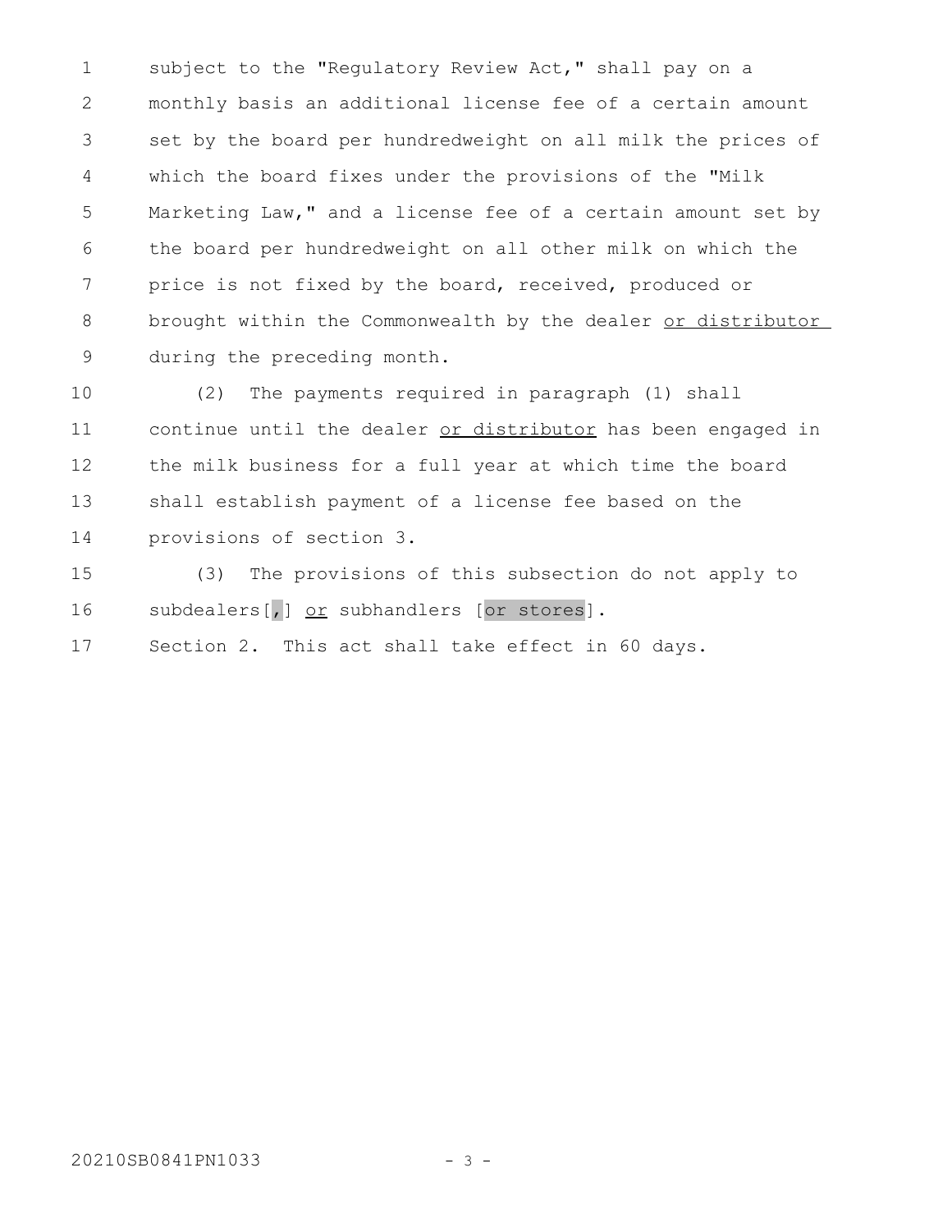subject to the "Regulatory Review Act," shall pay on a monthly basis an additional license fee of a certain amount set by the board per hundredweight on all milk the prices of which the board fixes under the provisions of the "Milk Marketing Law," and a license fee of a certain amount set by the board per hundredweight on all other milk on which the price is not fixed by the board, received, produced or brought within the Commonwealth by the dealer <u>or distributor</u> during the preceding month.

(2) The payments required in paragraph (1) shall continue until the dealer <u>or distributor</u> has been engaged in the milk business for a full year at which time the board shall establish payment of a license fee based on the provisions of section 3.

(3) The provisions of this subsection do not apply to subdealers[,] <u>or</u> subhandlers [or stores].

Section 2. This act shall take effect in 60 days.